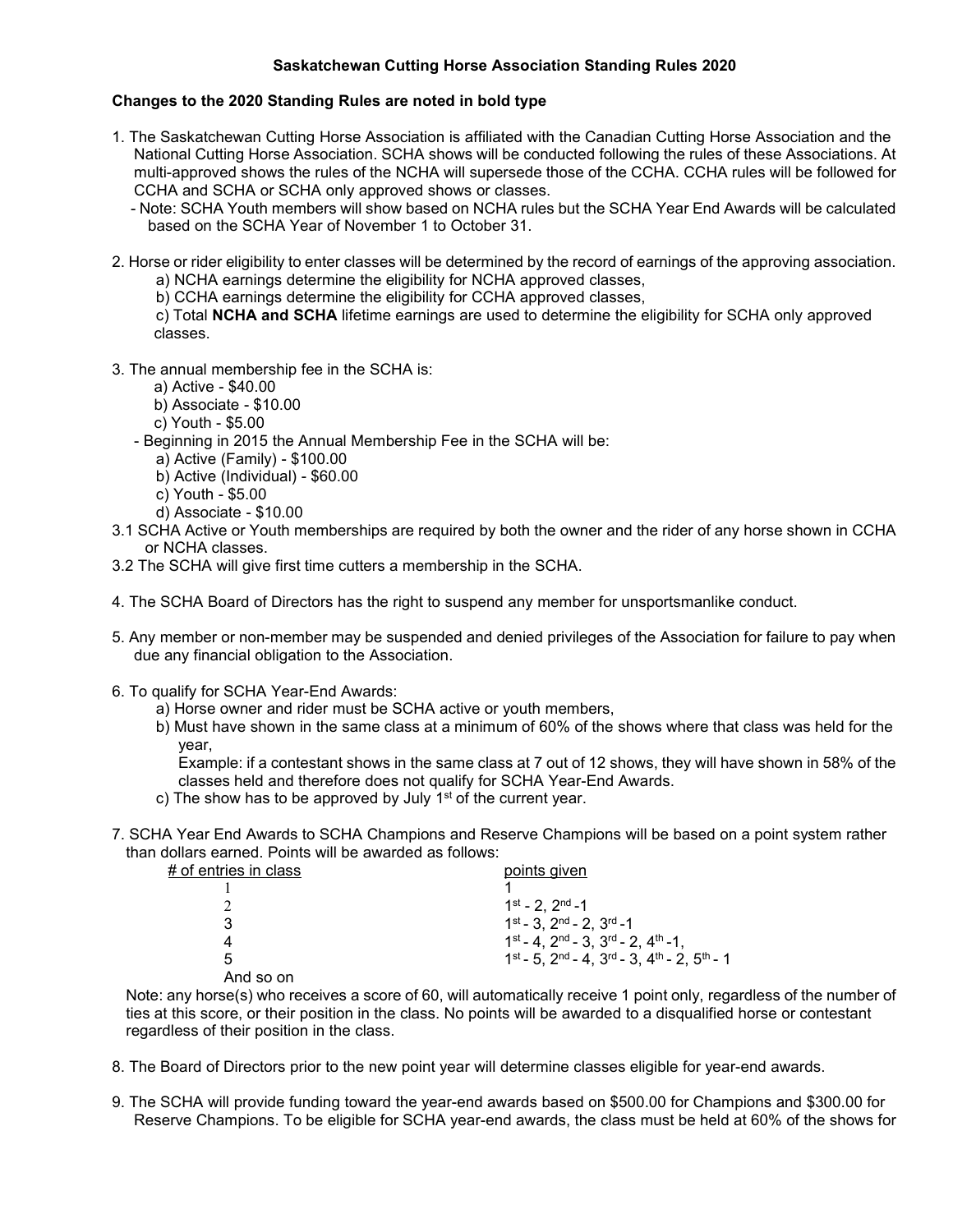**Saskatchewan Cutting Horse Association Standing Rules 2020**

**Changes to the 2020 Standing Rules are noted in bold type**

1. The Saskatchewan Cutting Horse Association is affiliated with the Canadian Cutting Horse Association and the National Cutting Horse Association. SCHA shows will be conducted following the rules of these Associations. At multi-approved shows the rules of the NCHA will supersede those of the CCHA. CCHA rules will be followed for CCHA and SCHA or SCHA only approved shows or classes.
   - Note: SCHA Youth members will show based on NCHA rules but the SCHA Year End Awards will be calculated based on the SCHA Year of November 1 to October 31.

2. Horse or rider eligibility to enter classes will be determined by the record of earnings of the approving association.
   a) NCHA earnings determine the eligibility for NCHA approved classes,
   b) CCHA earnings determine the eligibility for CCHA approved classes,
   c) Total **NCHA and SCHA** lifetime earnings are used to determine the eligibility for SCHA only approved classes.

3. The annual membership fee in the SCHA is:
   a) Active - $40.00
   b) Associate - $10.00
   c) Youth - $5.00
   - Beginning in 2015 the Annual Membership Fee in the SCHA will be:
   a) Active (Family) - $100.00
   b) Active (Individual) - $60.00
   c) Youth - $5.00
   d) Associate - $10.00

3.1 SCHA Active or Youth memberships are required by both the owner and the rider of any horse shown in CCHA or NCHA classes.

3.2 The SCHA will give first time cutters a membership in the SCHA.

4. The SCHA Board of Directors has the right to suspend any member for unsportsmanlike conduct.

5. Any member or non-member may be suspended and denied privileges of the Association for failure to pay when due any financial obligation to the Association.

6. To qualify for SCHA Year-End Awards:
   a) Horse owner and rider must be SCHA active or youth members,
   b) Must have shown in the same class at a minimum of 60% of the shows where that class was held for the year,
   Example: if a contestant shows in the same class at 7 out of 12 shows, they will have shown in 58% of the classes held and therefore does not qualify for SCHA Year-End Awards.
   c) The show has to be approved by July 1st of the current year.

7. SCHA Year End Awards to SCHA Champions and Reserve Champions will be based on a point system rather than dollars earned. Points will be awarded as follows:

| # of entries in class | points given |
|---|---|
| 1 | 1 |
| 2 | 1st - 2, 2nd -1 |
| 3 | 1st - 3, 2nd - 2, 3rd -1 |
| 4 | 1st - 4, 2nd - 3, 3rd - 2, 4th -1, |
| 5 | 1st - 5, 2nd - 4, 3rd - 3, 4th - 2, 5th - 1 |
| And so on | |

Note: any horse(s) who receives a score of 60, will automatically receive 1 point only, regardless of the number of ties at this score, or their position in the class. No points will be awarded to a disqualified horse or contestant regardless of their position in the class.

8. The Board of Directors prior to the new point year will determine classes eligible for year-end awards.

9. The SCHA will provide funding toward the year-end awards based on $500.00 for Champions and $300.00 for Reserve Champions. To be eligible for SCHA year-end awards, the class must be held at 60% of the shows for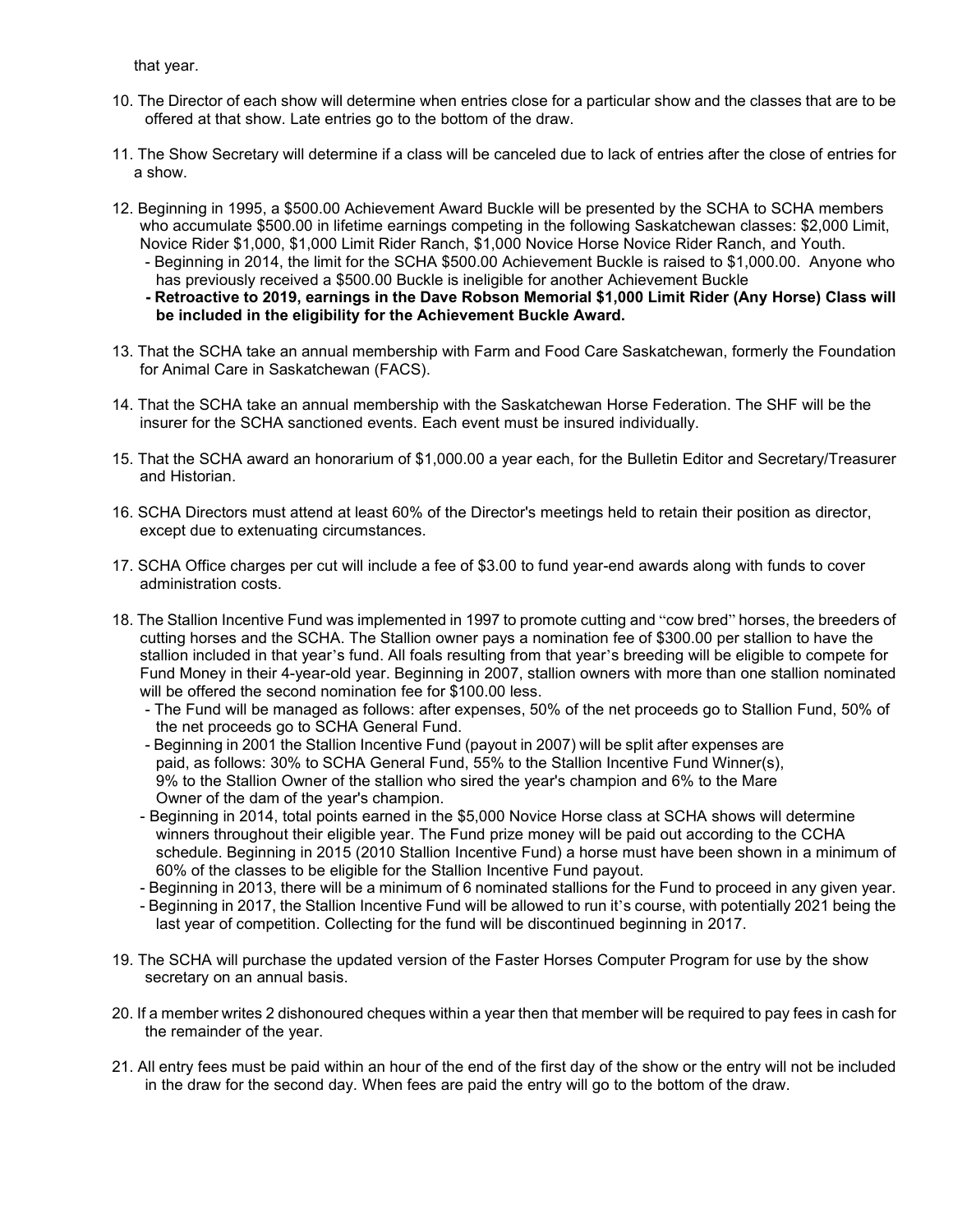that year.

10. The Director of each show will determine when entries close for a particular show and the classes that are to be offered at that show. Late entries go to the bottom of the draw.

11. The Show Secretary will determine if a class will be canceled due to lack of entries after the close of entries for a show.

12. Beginning in 1995, a $500.00 Achievement Award Buckle will be presented by the SCHA to SCHA members who accumulate $500.00 in lifetime earnings competing in the following Saskatchewan classes: $2,000 Limit, Novice Rider $1,000, $1,000 Limit Rider Ranch, $1,000 Novice Horse Novice Rider Ranch, and Youth.
    - Beginning in 2014, the limit for the SCHA $500.00 Achievement Buckle is raised to $1,000.00. Anyone who has previously received a $500.00 Buckle is ineligible for another Achievement Buckle
    - **Retroactive to 2019, earnings in the Dave Robson Memorial $1,000 Limit Rider (Any Horse) Class will be included in the eligibility for the Achievement Buckle Award.**

13. That the SCHA take an annual membership with Farm and Food Care Saskatchewan, formerly the Foundation for Animal Care in Saskatchewan (FACS).

14. That the SCHA take an annual membership with the Saskatchewan Horse Federation. The SHF will be the insurer for the SCHA sanctioned events. Each event must be insured individually.

15. That the SCHA award an honorarium of $1,000.00 a year each, for the Bulletin Editor and Secretary/Treasurer and Historian.

16. SCHA Directors must attend at least 60% of the Director's meetings held to retain their position as director, except due to extenuating circumstances.

17. SCHA Office charges per cut will include a fee of $3.00 to fund year-end awards along with funds to cover administration costs.

18. The Stallion Incentive Fund was implemented in 1997 to promote cutting and "cow bred" horses, the breeders of cutting horses and the SCHA. The Stallion owner pays a nomination fee of $300.00 per stallion to have the stallion included in that year's fund. All foals resulting from that year's breeding will be eligible to compete for Fund Money in their 4-year-old year. Beginning in 2007, stallion owners with more than one stallion nominated will be offered the second nomination fee for $100.00 less.
    - The Fund will be managed as follows: after expenses, 50% of the net proceeds go to Stallion Fund, 50% of the net proceeds go to SCHA General Fund.
    - Beginning in 2001 the Stallion Incentive Fund (payout in 2007) will be split after expenses are paid, as follows: 30% to SCHA General Fund, 55% to the Stallion Incentive Fund Winner(s), 9% to the Stallion Owner of the stallion who sired the year's champion and 6% to the Mare Owner of the dam of the year's champion.
    - Beginning in 2014, total points earned in the $5,000 Novice Horse class at SCHA shows will determine winners throughout their eligible year. The Fund prize money will be paid out according to the CCHA schedule. Beginning in 2015 (2010 Stallion Incentive Fund) a horse must have been shown in a minimum of 60% of the classes to be eligible for the Stallion Incentive Fund payout.
    - Beginning in 2013, there will be a minimum of 6 nominated stallions for the Fund to proceed in any given year.
    - Beginning in 2017, the Stallion Incentive Fund will be allowed to run it's course, with potentially 2021 being the last year of competition. Collecting for the fund will be discontinued beginning in 2017.

19. The SCHA will purchase the updated version of the Faster Horses Computer Program for use by the show secretary on an annual basis.

20. If a member writes 2 dishonoured cheques within a year then that member will be required to pay fees in cash for the remainder of the year.

21. All entry fees must be paid within an hour of the end of the first day of the show or the entry will not be included in the draw for the second day. When fees are paid the entry will go to the bottom of the draw.